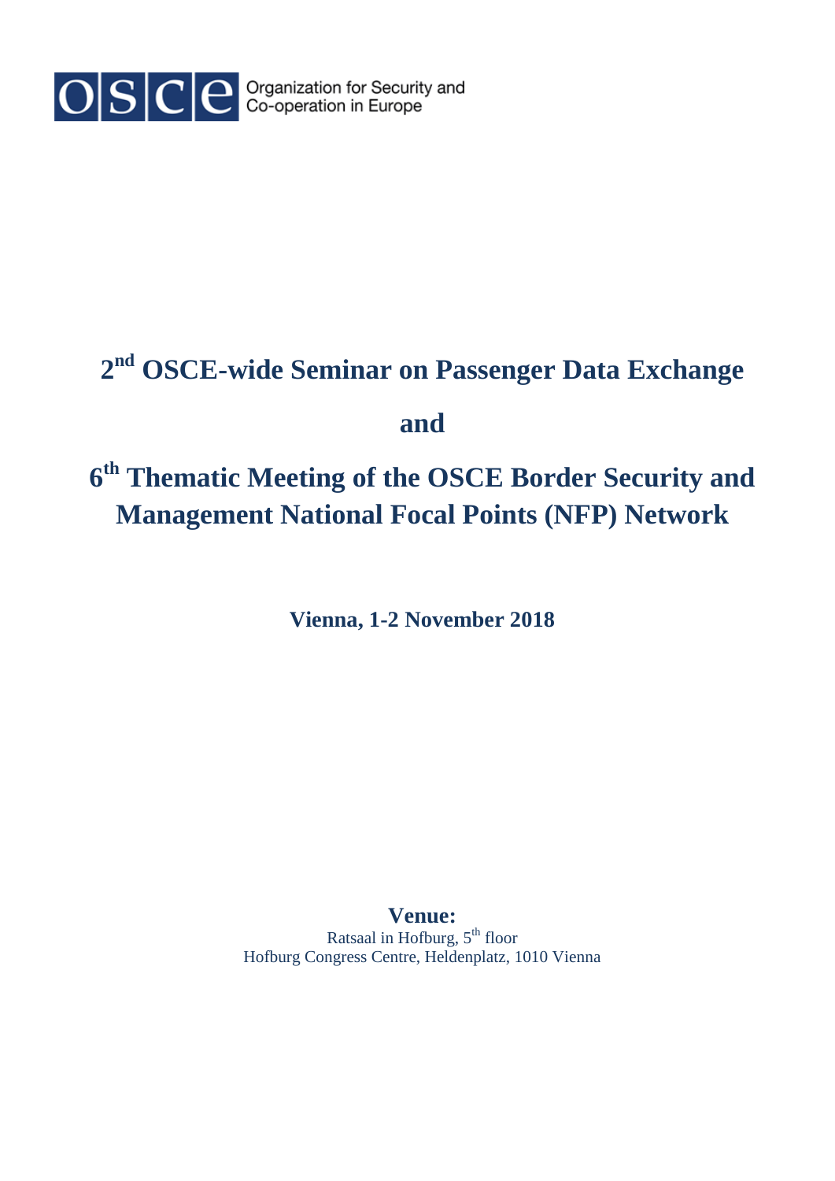Organization for Security and Co-operation in Europe

# 2nd OSCE-wide Seminar on Passenger Data Exchange

# and

# 6th Thematic Meeting of the OSCE Border Security and Management National Focal Points (NFP) Network

**Vienna, 1-2 November 2018**

**Venue:**

Ratsaal in Hofburg, 5th floor

Hofburg Congress Centre, Heldenplatz, 1010 Vienna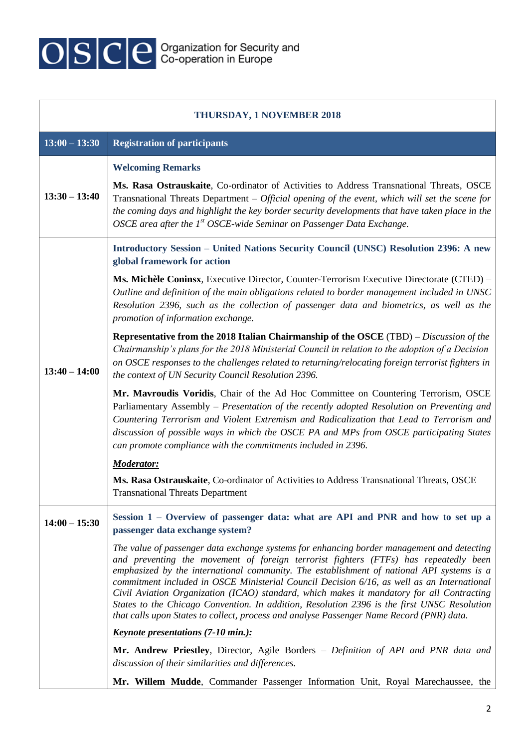| THURSDAY, 1 NOVEMBER 2018 | |
|---|---|
| **13:00 – 13:30** | **Registration of participants** |
| **13:30 – 13:40** | **Welcoming Remarks**<br><br>**Ms. Rasa Ostrauskaite**, Co-ordinator of Activities to Address Transnational Threats, OSCE Transnational Threats Department – *Official opening of the event, which will set the scene for the coming days and highlight the key border security developments that have taken place in the OSCE area after the 1st OSCE-wide Seminar on Passenger Data Exchange.* |
| **13:40 – 14:00** | **Introductory Session – United Nations Security Council (UNSC) Resolution 2396: A new global framework for action**<br><br>**Ms. Michèle Coninsx**, Executive Director, Counter-Terrorism Executive Directorate (CTED) – *Outline and definition of the main obligations related to border management included in UNSC Resolution 2396, such as the collection of passenger data and biometrics, as well as the promotion of information exchange.*<br><br>**Representative from the 2018 Italian Chairmanship of the OSCE** (TBD) – *Discussion of the Chairmanship's plans for the 2018 Ministerial Council in relation to the adoption of a Decision on OSCE responses to the challenges related to returning/relocating foreign terrorist fighters in the context of UN Security Council Resolution 2396.*<br><br>**Mr. Mavroudis Voridis**, Chair of the Ad Hoc Committee on Countering Terrorism, OSCE Parliamentary Assembly – *Presentation of the recently adopted Resolution on Preventing and Countering Terrorism and Violent Extremism and Radicalization that Lead to Terrorism and discussion of possible ways in which the OSCE PA and MPs from OSCE participating States can promote compliance with the commitments included in 2396.*<br><br>***Moderator:***<br><br>**Ms. Rasa Ostrauskaite**, Co-ordinator of Activities to Address Transnational Threats, OSCE Transnational Threats Department |
| **14:00 – 15:30** | **Session 1 – Overview of passenger data: what are API and PNR and how to set up a passenger data exchange system?**<br><br>*The value of passenger data exchange systems for enhancing border management and detecting and preventing the movement of foreign terrorist fighters (FTFs) has repeatedly been emphasized by the international community. The establishment of national API systems is a commitment included in OSCE Ministerial Council Decision 6/16, as well as an International Civil Aviation Organization (ICAO) standard, which makes it mandatory for all Contracting States to the Chicago Convention. In addition, Resolution 2396 is the first UNSC Resolution that calls upon States to collect, process and analyse Passenger Name Record (PNR) data.*<br><br>***Keynote presentations (7-10 min.):***<br><br>**Mr. Andrew Priestley**, Director, Agile Borders – *Definition of API and PNR data and discussion of their similarities and differences.*<br><br>**Mr. Willem Mudde**, Commander Passenger Information Unit, Royal Marechaussee, the |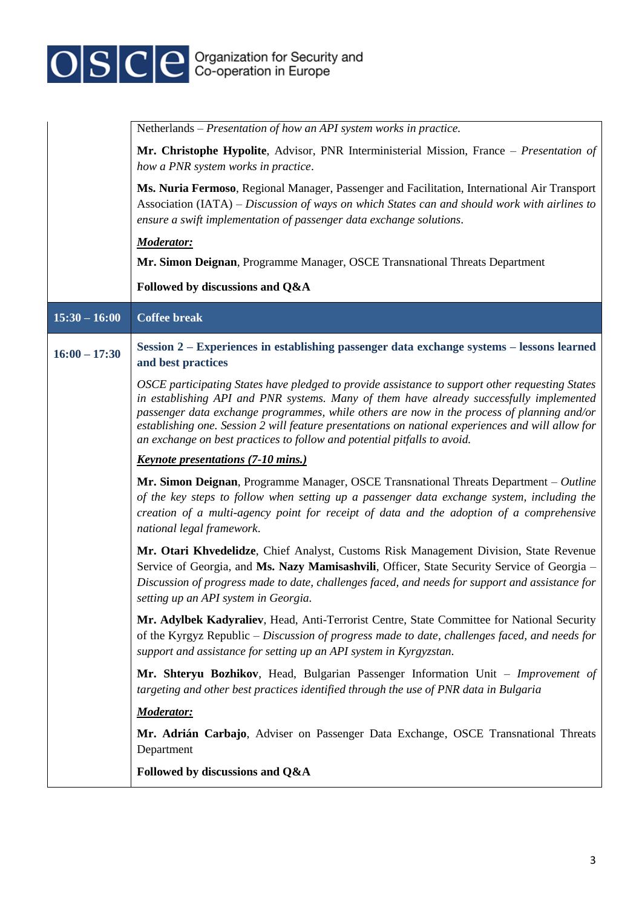| | |
|---|---|
| | Netherlands – *Presentation of how an API system works in practice.*<br><br>**Mr. Christophe Hypolite**, Advisor, PNR Interministerial Mission, France – *Presentation of how a PNR system works in practice*.<br><br>**Ms. Nuria Fermoso**, Regional Manager, Passenger and Facilitation, International Air Transport Association (IATA) – *Discussion of ways on which States can and should work with airlines to ensure a swift implementation of passenger data exchange solutions*.<br><br>***Moderator:***<br><br>**Mr. Simon Deignan**, Programme Manager, OSCE Transnational Threats Department<br><br>**Followed by discussions and Q&A** |
| **15:30 – 16:00** | **Coffee break** |
| **16:00 – 17:30** | **Session 2 – Experiences in establishing passenger data exchange systems – lessons learned and best practices**<br><br>*OSCE participating States have pledged to provide assistance to support other requesting States in establishing API and PNR systems. Many of them have already successfully implemented passenger data exchange programmes, while others are now in the process of planning and/or establishing one. Session 2 will feature presentations on national experiences and will allow for an exchange on best practices to follow and potential pitfalls to avoid.*<br><br>***Keynote presentations (7-10 mins.)***<br><br>**Mr. Simon Deignan**, Programme Manager, OSCE Transnational Threats Department – *Outline of the key steps to follow when setting up a passenger data exchange system, including the creation of a multi-agency point for receipt of data and the adoption of a comprehensive national legal framework*.<br><br>**Mr. Otari Khvedelidze**, Chief Analyst, Customs Risk Management Division, State Revenue Service of Georgia, and **Ms. Nazy Mamisashvili**, Officer, State Security Service of Georgia – *Discussion of progress made to date, challenges faced, and needs for support and assistance for setting up an API system in Georgia.*<br><br>**Mr. Adylbek Kadyraliev**, Head, Anti-Terrorist Centre, State Committee for National Security of the Kyrgyz Republic – *Discussion of progress made to date, challenges faced, and needs for support and assistance for setting up an API system in Kyrgyzstan.*<br><br>**Mr. Shteryu Bozhikov**, Head, Bulgarian Passenger Information Unit – *Improvement of targeting and other best practices identified through the use of PNR data in Bulgaria*<br><br>***Moderator:***<br><br>**Mr. Adrián Carbajo**, Adviser on Passenger Data Exchange, OSCE Transnational Threats Department<br><br>**Followed by discussions and Q&A** |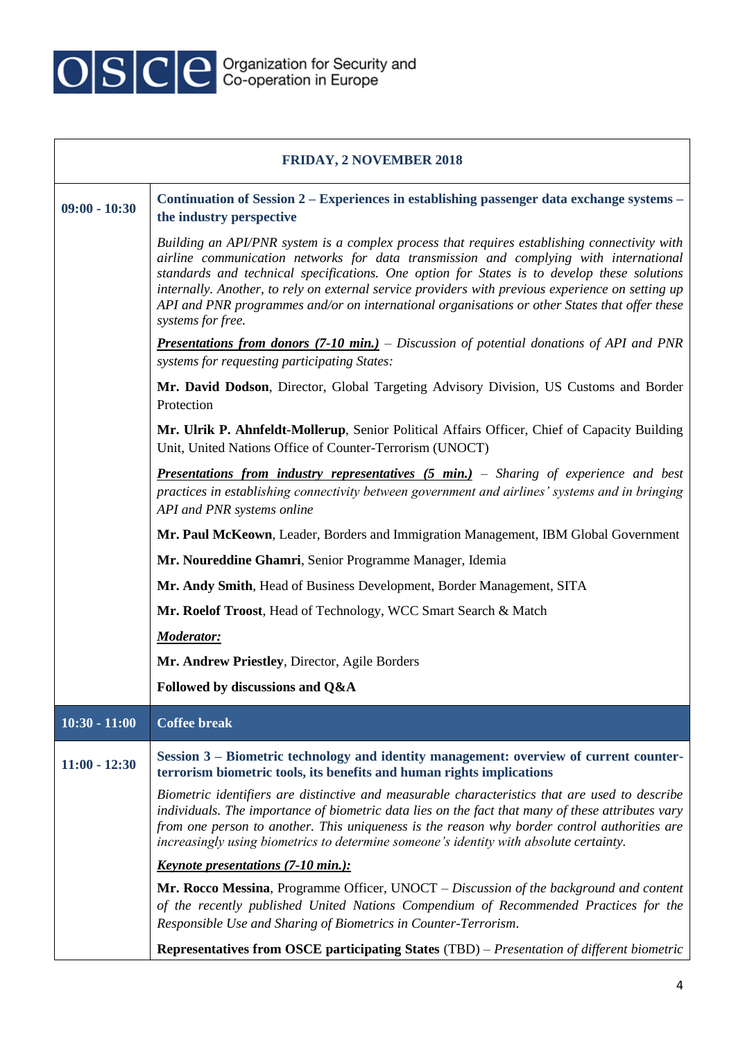| FRIDAY, 2 NOVEMBER 2018 | |
|---|---|
| **09:00 - 10:30** | **Continuation of Session 2 – Experiences in establishing passenger data exchange systems – the industry perspective**<br><br>*Building an API/PNR system is a complex process that requires establishing connectivity with airline communication networks for data transmission and complying with international standards and technical specifications. One option for States is to develop these solutions internally. Another, to rely on external service providers with previous experience on setting up API and PNR programmes and/or on international organisations or other States that offer these systems for free.*<br><br>***Presentations from donors (7-10 min.)*** *– Discussion of potential donations of API and PNR systems for requesting participating States:*<br><br>**Mr. David Dodson**, Director, Global Targeting Advisory Division, US Customs and Border Protection<br><br>**Mr. Ulrik P. Ahnfeldt-Mollerup**, Senior Political Affairs Officer, Chief of Capacity Building Unit, United Nations Office of Counter-Terrorism (UNOCT)<br><br>***Presentations from industry representatives (5 min.)*** *– Sharing of experience and best practices in establishing connectivity between government and airlines' systems and in bringing API and PNR systems online*<br><br>**Mr. Paul McKeown**, Leader, Borders and Immigration Management, IBM Global Government<br><br>**Mr. Noureddine Ghamri**, Senior Programme Manager, Idemia<br><br>**Mr. Andy Smith**, Head of Business Development, Border Management, SITA<br><br>**Mr. Roelof Troost**, Head of Technology, WCC Smart Search & Match<br><br>***Moderator:***<br><br>**Mr. Andrew Priestley**, Director, Agile Borders<br><br>**Followed by discussions and Q&A** |
| **10:30 - 11:00** | **Coffee break** |
| **11:00 - 12:30** | **Session 3 – Biometric technology and identity management: overview of current counter-terrorism biometric tools, its benefits and human rights implications**<br><br>*Biometric identifiers are distinctive and measurable characteristics that are used to describe individuals. The importance of biometric data lies on the fact that many of these attributes vary from one person to another. This uniqueness is the reason why border control authorities are increasingly using biometrics to determine someone's identity with absolute certainty.*<br><br>***Keynote presentations (7-10 min.):***<br><br>**Mr. Rocco Messina**, Programme Officer, UNOCT – *Discussion of the background and content of the recently published United Nations Compendium of Recommended Practices for the Responsible Use and Sharing of Biometrics in Counter-Terrorism.*<br><br>**Representatives from OSCE participating States** (TBD) – *Presentation of different biometric* |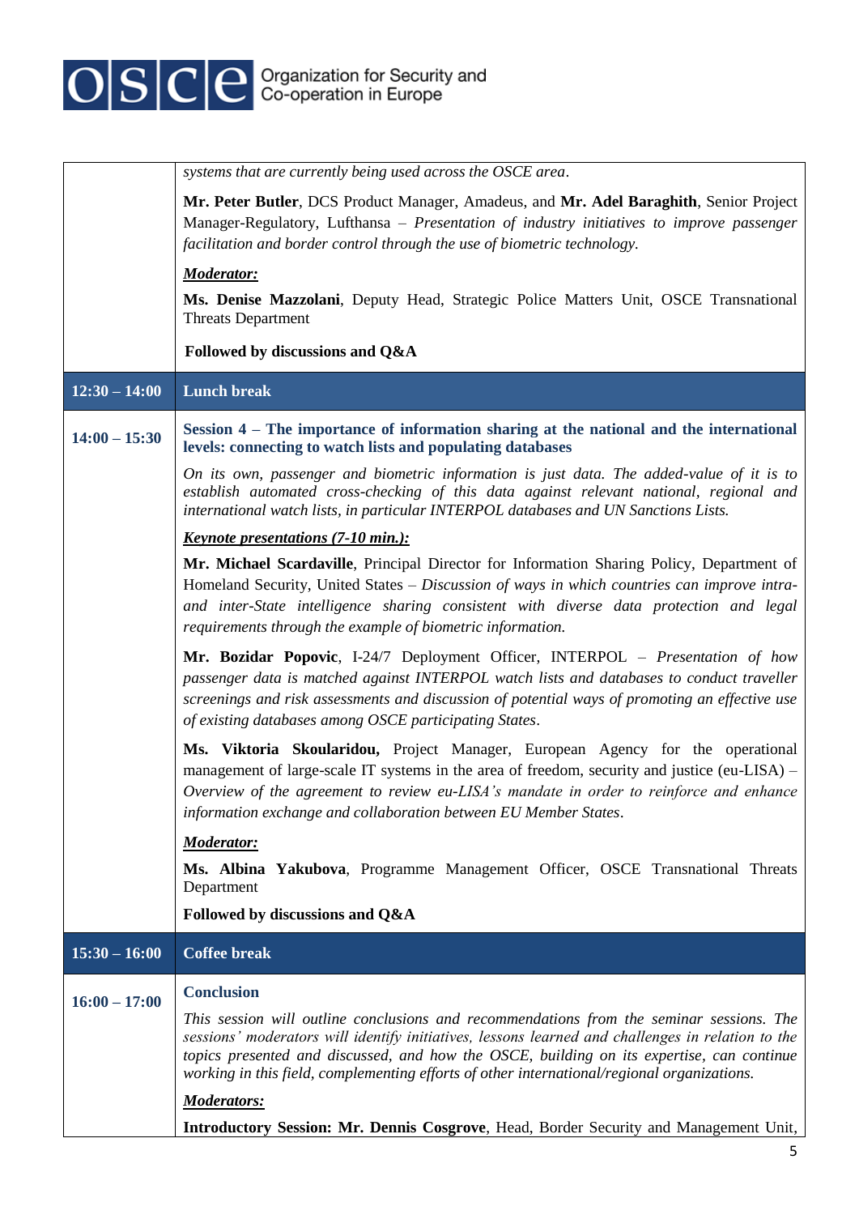| | |
|---|---|
| | *systems that are currently being used across the OSCE area*.<br><br>**Mr. Peter Butler**, DCS Product Manager, Amadeus, and **Mr. Adel Baraghith**, Senior Project Manager-Regulatory, Lufthansa – *Presentation of industry initiatives to improve passenger facilitation and border control through the use of biometric technology.*<br><br>***Moderator:***<br><br>**Ms. Denise Mazzolani**, Deputy Head, Strategic Police Matters Unit, OSCE Transnational Threats Department<br><br>**Followed by discussions and Q&A** |
| **12:30 – 14:00** | **Lunch break** |
| **14:00 – 15:30** | **Session 4 – The importance of information sharing at the national and the international levels: connecting to watch lists and populating databases**<br><br>*On its own, passenger and biometric information is just data. The added-value of it is to establish automated cross-checking of this data against relevant national, regional and international watch lists, in particular INTERPOL databases and UN Sanctions Lists.*<br><br>***Keynote presentations (7-10 min.):***<br><br>**Mr. Michael Scardaville**, Principal Director for Information Sharing Policy, Department of Homeland Security, United States – *Discussion of ways in which countries can improve intra- and inter-State intelligence sharing consistent with diverse data protection and legal requirements through the example of biometric information.*<br><br>**Mr. Bozidar Popovic**, I-24/7 Deployment Officer, INTERPOL – *Presentation of how passenger data is matched against INTERPOL watch lists and databases to conduct traveller screenings and risk assessments and discussion of potential ways of promoting an effective use of existing databases among OSCE participating States*.<br><br>**Ms. Viktoria Skoularidou,** Project Manager, European Agency for the operational management of large-scale IT systems in the area of freedom, security and justice (eu-LISA) – *Overview of the agreement to review eu-LISA's mandate in order to reinforce and enhance information exchange and collaboration between EU Member States*.<br><br>***Moderator:***<br><br>**Ms. Albina Yakubova**, Programme Management Officer, OSCE Transnational Threats Department<br><br>**Followed by discussions and Q&A** |
| **15:30 – 16:00** | **Coffee break** |
| **16:00 – 17:00** | **Conclusion**<br><br>*This session will outline conclusions and recommendations from the seminar sessions. The sessions' moderators will identify initiatives, lessons learned and challenges in relation to the topics presented and discussed, and how the OSCE, building on its expertise, can continue working in this field, complementing efforts of other international/regional organizations.*<br><br>***Moderators:***<br><br>**Introductory Session: Mr. Dennis Cosgrove**, Head, Border Security and Management Unit, |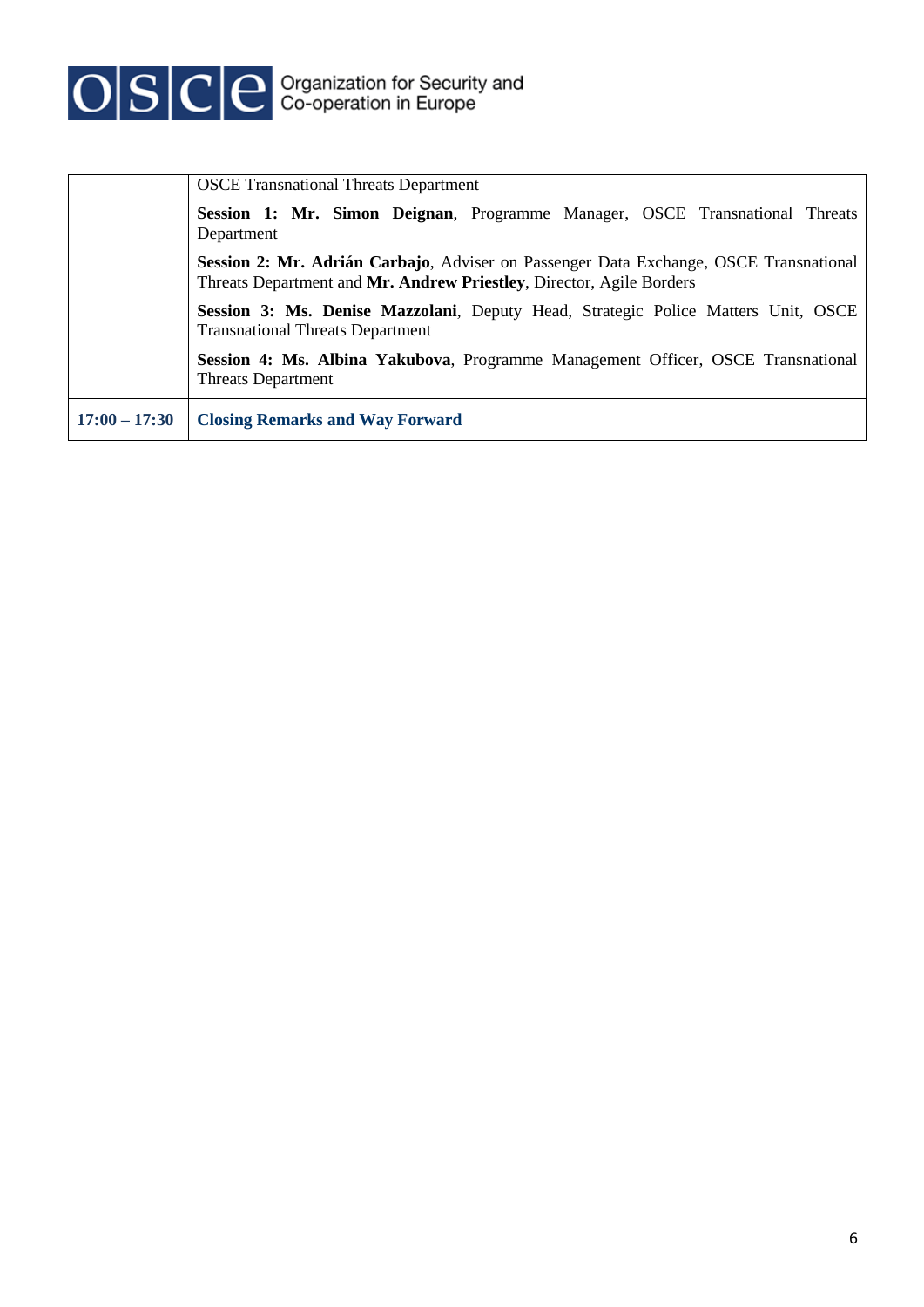| | |
|---|---|
| | OSCE Transnational Threats Department<br><br>**Session 1: Mr. Simon Deignan**, Programme Manager, OSCE Transnational Threats Department<br><br>**Session 2: Mr. Adrián Carbajo**, Adviser on Passenger Data Exchange, OSCE Transnational Threats Department and **Mr. Andrew Priestley**, Director, Agile Borders<br><br>**Session 3: Ms. Denise Mazzolani**, Deputy Head, Strategic Police Matters Unit, OSCE Transnational Threats Department<br><br>**Session 4: Ms. Albina Yakubova**, Programme Management Officer, OSCE Transnational Threats Department |
| **17:00 – 17:30** | **Closing Remarks and Way Forward** |